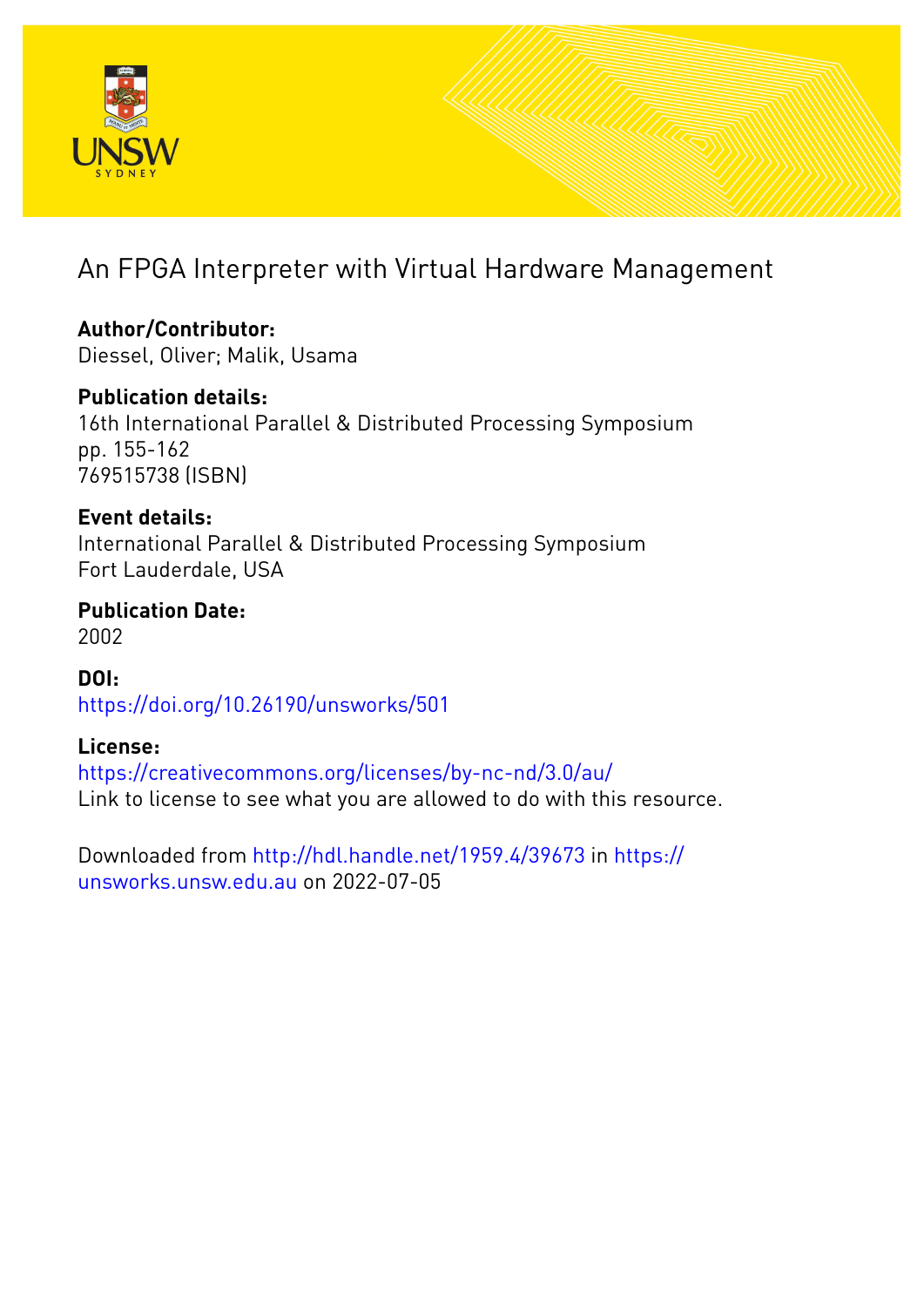# An FPGA Interpreter with Virtual Hardware Management

**Author/Contributor:**
Diessel, Oliver; Malik, Usama

**Publication details:**
16th International Parallel & Distributed Processing Symposium
pp. 155-162
769515738 (ISBN)

**Event details:**
International Parallel & Distributed Processing Symposium
Fort Lauderdale, USA

**Publication Date:**
2002

**DOI:**
https://doi.org/10.26190/unsworks/501

**License:**
https://creativecommons.org/licenses/by-nc-nd/3.0/au/
Link to license to see what you are allowed to do with this resource.

Downloaded from http://hdl.handle.net/1959.4/39673 in https://unsworks.unsw.edu.au on 2022-07-05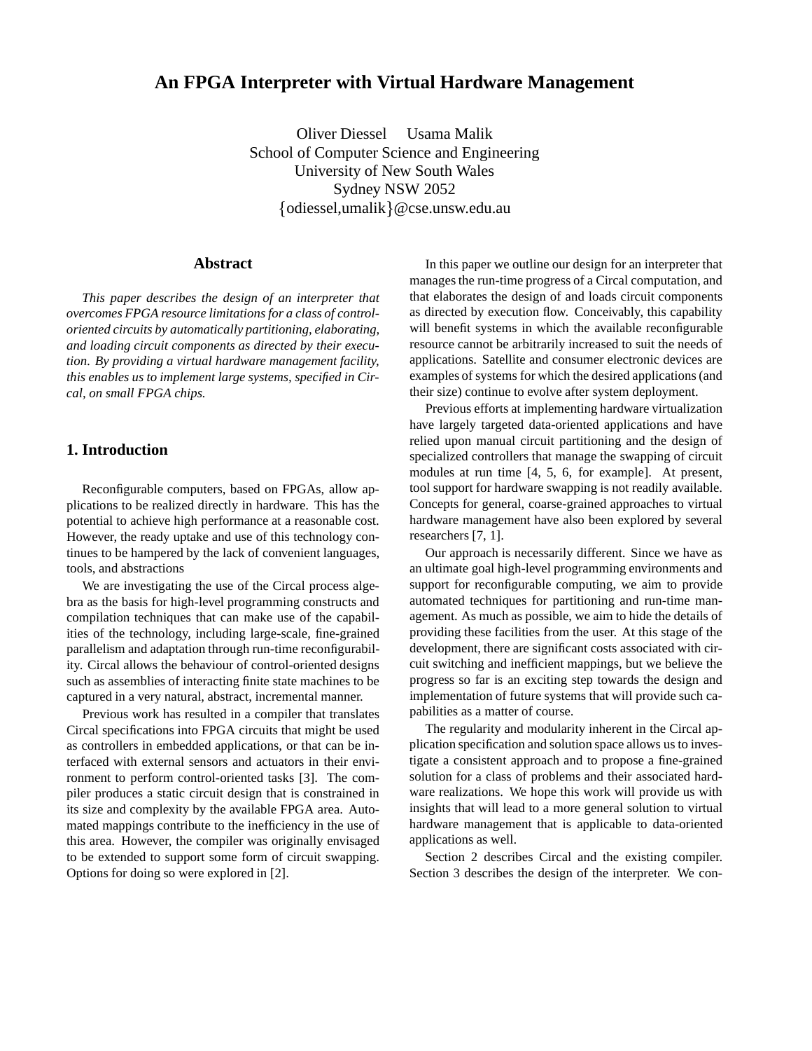# An FPGA Interpreter with Virtual Hardware Management

Oliver Diessel Usama Malik
School of Computer Science and Engineering
University of New South Wales
Sydney NSW 2052
{odiessel,umalik}@cse.unsw.edu.au

## Abstract

*This paper describes the design of an interpreter that overcomes FPGA resource limitations for a class of control-oriented circuits by automatically partitioning, elaborating, and loading circuit components as directed by their execution. By providing a virtual hardware management facility, this enables us to implement large systems, specified in Circal, on small FPGA chips.*

## 1. Introduction

Reconfigurable computers, based on FPGAs, allow applications to be realized directly in hardware. This has the potential to achieve high performance at a reasonable cost. However, the ready uptake and use of this technology continues to be hampered by the lack of convenient languages, tools, and abstractions

We are investigating the use of the Circal process algebra as the basis for high-level programming constructs and compilation techniques that can make use of the capabilities of the technology, including large-scale, fine-grained parallelism and adaptation through run-time reconfigurability. Circal allows the behaviour of control-oriented designs such as assemblies of interacting finite state machines to be captured in a very natural, abstract, incremental manner.

Previous work has resulted in a compiler that translates Circal specifications into FPGA circuits that might be used as controllers in embedded applications, or that can be interfaced with external sensors and actuators in their environment to perform control-oriented tasks [3]. The compiler produces a static circuit design that is constrained in its size and complexity by the available FPGA area. Automated mappings contribute to the inefficiency in the use of this area. However, the compiler was originally envisaged to be extended to support some form of circuit swapping. Options for doing so were explored in [2].

In this paper we outline our design for an interpreter that manages the run-time progress of a Circal computation, and that elaborates the design of and loads circuit components as directed by execution flow. Conceivably, this capability will benefit systems in which the available reconfigurable resource cannot be arbitrarily increased to suit the needs of applications. Satellite and consumer electronic devices are examples of systems for which the desired applications (and their size) continue to evolve after system deployment.

Previous efforts at implementing hardware virtualization have largely targeted data-oriented applications and have relied upon manual circuit partitioning and the design of specialized controllers that manage the swapping of circuit modules at run time [4, 5, 6, for example]. At present, tool support for hardware swapping is not readily available. Concepts for general, coarse-grained approaches to virtual hardware management have also been explored by several researchers [7, 1].

Our approach is necessarily different. Since we have as an ultimate goal high-level programming environments and support for reconfigurable computing, we aim to provide automated techniques for partitioning and run-time management. As much as possible, we aim to hide the details of providing these facilities from the user. At this stage of the development, there are significant costs associated with circuit switching and inefficient mappings, but we believe the progress so far is an exciting step towards the design and implementation of future systems that will provide such capabilities as a matter of course.

The regularity and modularity inherent in the Circal application specification and solution space allows us to investigate a consistent approach and to propose a fine-grained solution for a class of problems and their associated hardware realizations. We hope this work will provide us with insights that will lead to a more general solution to virtual hardware management that is applicable to data-oriented applications as well.

Section 2 describes Circal and the existing compiler. Section 3 describes the design of the interpreter. We con-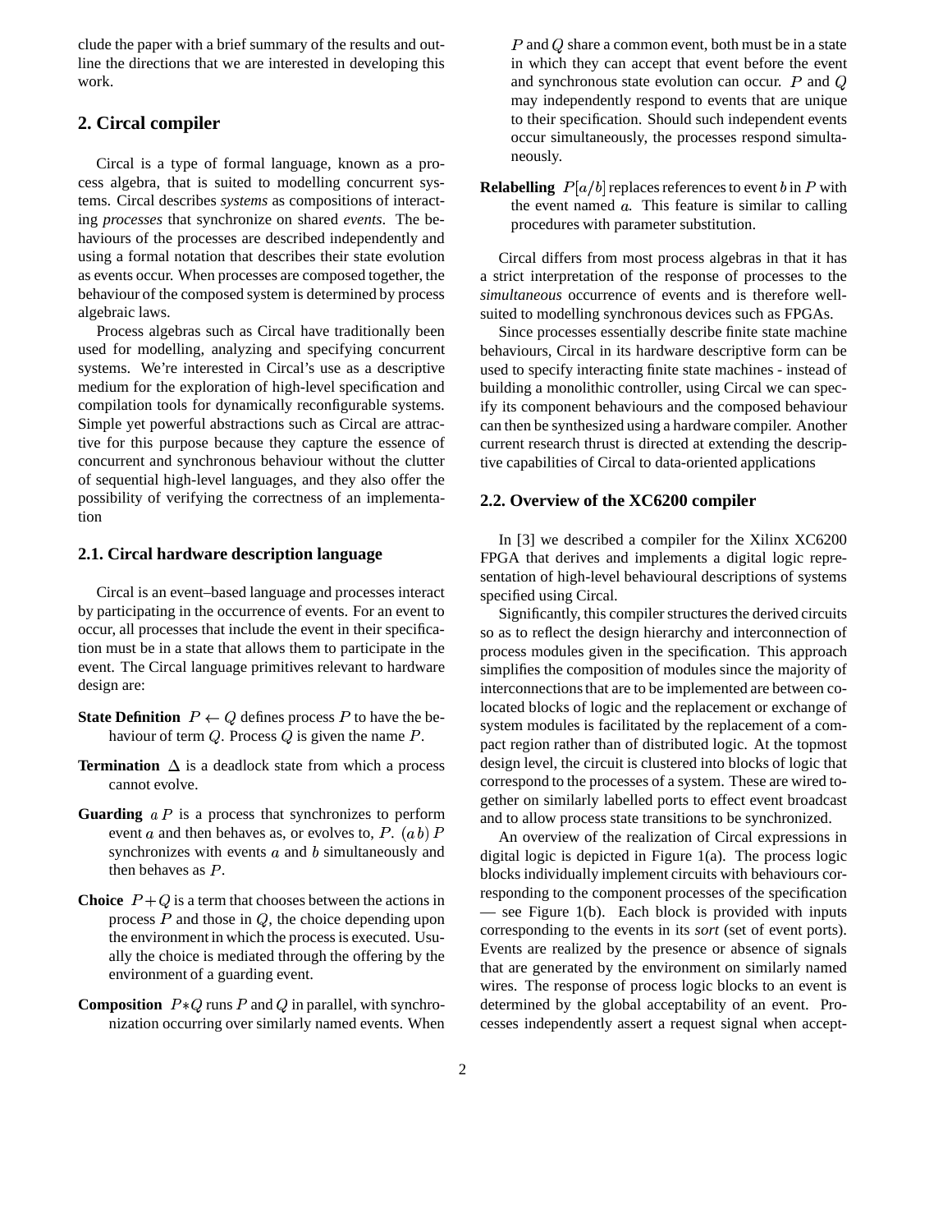clude the paper with a brief summary of the results and outline the directions that we are interested in developing this work.

## 2. Circal compiler

Circal is a type of formal language, known as a process algebra, that is suited to modelling concurrent systems. Circal describes *systems* as compositions of interacting *processes* that synchronize on shared *events*. The behaviours of the processes are described independently and using a formal notation that describes their state evolution as events occur. When processes are composed together, the behaviour of the composed system is determined by process algebraic laws.

Process algebras such as Circal have traditionally been used for modelling, analyzing and specifying concurrent systems. We're interested in Circal's use as a descriptive medium for the exploration of high-level specification and compilation tools for dynamically reconfigurable systems. Simple yet powerful abstractions such as Circal are attractive for this purpose because they capture the essence of concurrent and synchronous behaviour without the clutter of sequential high-level languages, and they also offer the possibility of verifying the correctness of an implementation

### 2.1. Circal hardware description language

Circal is an event–based language and processes interact by participating in the occurrence of events. For an event to occur, all processes that include the event in their specification must be in a state that allows them to participate in the event. The Circal language primitives relevant to hardware design are:

- **State Definition** $P \leftarrow Q$ defines process $P$ to have the behaviour of term $Q$. Process $Q$ is given the name $P$.
- **Termination** $\Delta$ is a deadlock state from which a process cannot evolve.
- **Guarding** $a\,P$ is a process that synchronizes to perform event $a$ and then behaves as, or evolves to, $P$. $(a\,b)\,P$ synchronizes with events $a$ and $b$ simultaneously and then behaves as $P$.
- **Choice** $P+Q$ is a term that chooses between the actions in process $P$ and those in $Q$, the choice depending upon the environment in which the process is executed. Usually the choice is mediated through the offering by the environment of a guarding event.
- **Composition** $P*Q$ runs $P$ and $Q$ in parallel, with synchronization occurring over similarly named events. When $P$ and $Q$ share a common event, both must be in a state in which they can accept that event before the event and synchronous state evolution can occur. $P$ and $Q$ may independently respond to events that are unique to their specification. Should such independent events occur simultaneously, the processes respond simultaneously.
- **Relabelling** $P[a/b]$ replaces references to event $b$ in $P$ with the event named $a$. This feature is similar to calling procedures with parameter substitution.

Circal differs from most process algebras in that it has a strict interpretation of the response of processes to the *simultaneous* occurrence of events and is therefore well-suited to modelling synchronous devices such as FPGAs.

Since processes essentially describe finite state machine behaviours, Circal in its hardware descriptive form can be used to specify interacting finite state machines - instead of building a monolithic controller, using Circal we can specify its component behaviours and the composed behaviour can then be synthesized using a hardware compiler. Another current research thrust is directed at extending the descriptive capabilities of Circal to data-oriented applications

### 2.2. Overview of the XC6200 compiler

In [3] we described a compiler for the Xilinx XC6200 FPGA that derives and implements a digital logic representation of high-level behavioural descriptions of systems specified using Circal.

Significantly, this compiler structures the derived circuits so as to reflect the design hierarchy and interconnection of process modules given in the specification. This approach simplifies the composition of modules since the majority of interconnections that are to be implemented are between co-located blocks of logic and the replacement or exchange of system modules is facilitated by the replacement of a compact region rather than of distributed logic. At the topmost design level, the circuit is clustered into blocks of logic that correspond to the processes of a system. These are wired together on similarly labelled ports to effect event broadcast and to allow process state transitions to be synchronized.

An overview of the realization of Circal expressions in digital logic is depicted in Figure 1(a). The process logic blocks individually implement circuits with behaviours corresponding to the component processes of the specification — see Figure 1(b). Each block is provided with inputs corresponding to the events in its *sort* (set of event ports). Events are realized by the presence or absence of signals that are generated by the environment on similarly named wires. The response of process logic blocks to an event is determined by the global acceptability of an event. Processes independently assert a request signal when accept-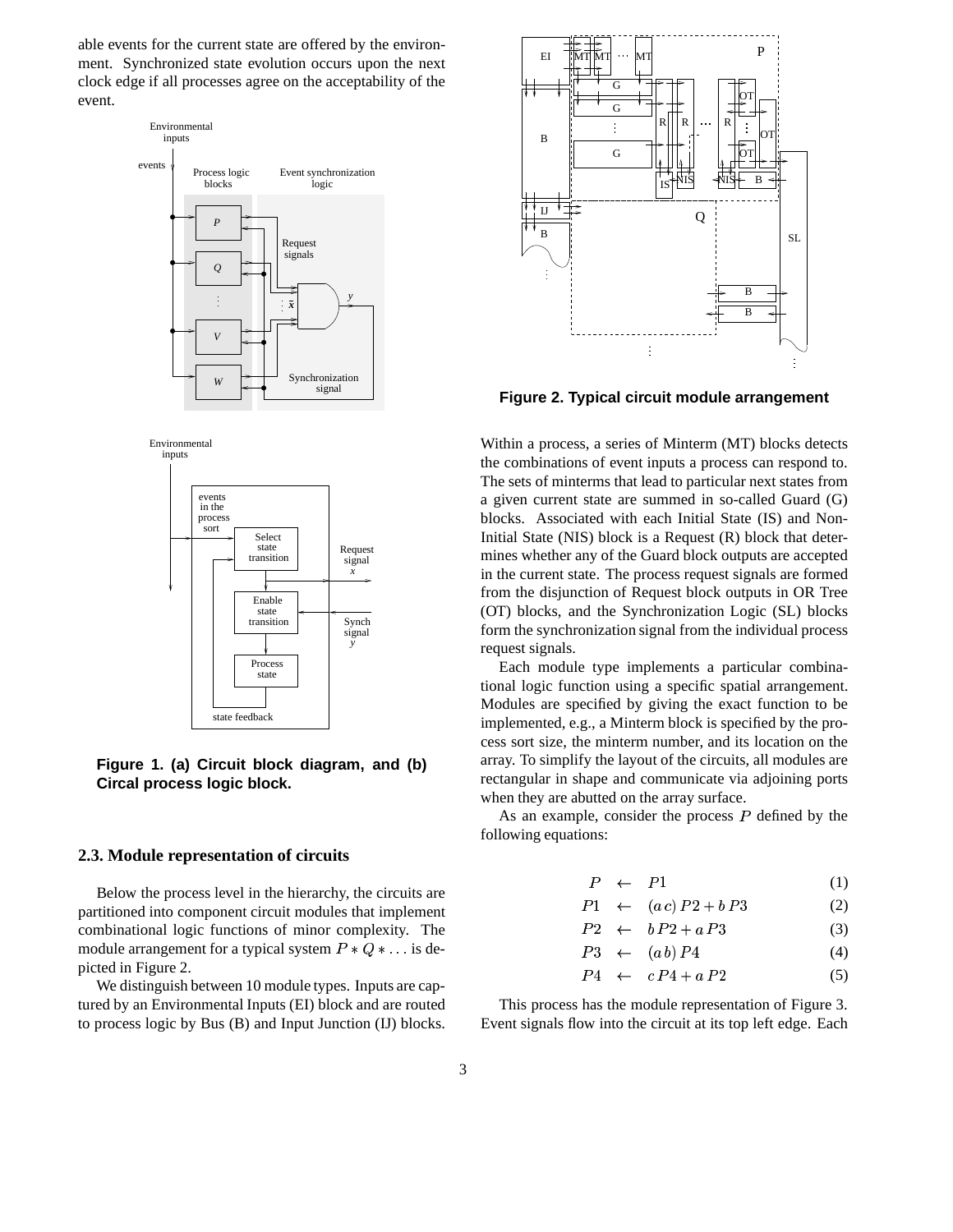able events for the current state are offered by the environment. Synchronized state evolution occurs upon the next clock edge if all processes agree on the acceptability of the event.

**Figure 1. (a) Circuit block diagram, and (b) Circal process logic block.**

## 2.3. Module representation of circuits

Below the process level in the hierarchy, the circuits are partitioned into component circuit modules that implement combinational logic functions of minor complexity. The module arrangement for a typical system $P * Q * \ldots$ is depicted in Figure 2.

We distinguish between 10 module types. Inputs are captured by an Environmental Inputs (EI) block and are routed to process logic by Bus (B) and Input Junction (IJ) blocks.

**Figure 2. Typical circuit module arrangement**

Within a process, a series of Minterm (MT) blocks detects the combinations of event inputs a process can respond to. The sets of minterms that lead to particular next states from a given current state are summed in so-called Guard (G) blocks. Associated with each Initial State (IS) and Non-Initial State (NIS) block is a Request (R) block that determines whether any of the Guard block outputs are accepted in the current state. The process request signals are formed from the disjunction of Request block outputs in OR Tree (OT) blocks, and the Synchronization Logic (SL) blocks form the synchronization signal from the individual process request signals.

Each module type implements a particular combinational logic function using a specific spatial arrangement. Modules are specified by giving the exact function to be implemented, e.g., a Minterm block is specified by the process sort size, the minterm number, and its location on the array. To simplify the layout of the circuits, all modules are rectangular in shape and communicate via adjoining ports when they are abutted on the array surface.

As an example, consider the process $P$ defined by the following equations:

$$P \leftarrow P1 \tag{1}$$

$$P1 \leftarrow (a\,c)\,P2 + b\,P3 \tag{2}$$

$$P2 \leftarrow b\,P2 + a\,P3 \tag{3}$$

$$P3 \leftarrow (a\,b)\,P4 \tag{4}$$

$$P4 \leftarrow c\,P4 + a\,P2 \tag{5}$$

This process has the module representation of Figure 3. Event signals flow into the circuit at its top left edge. Each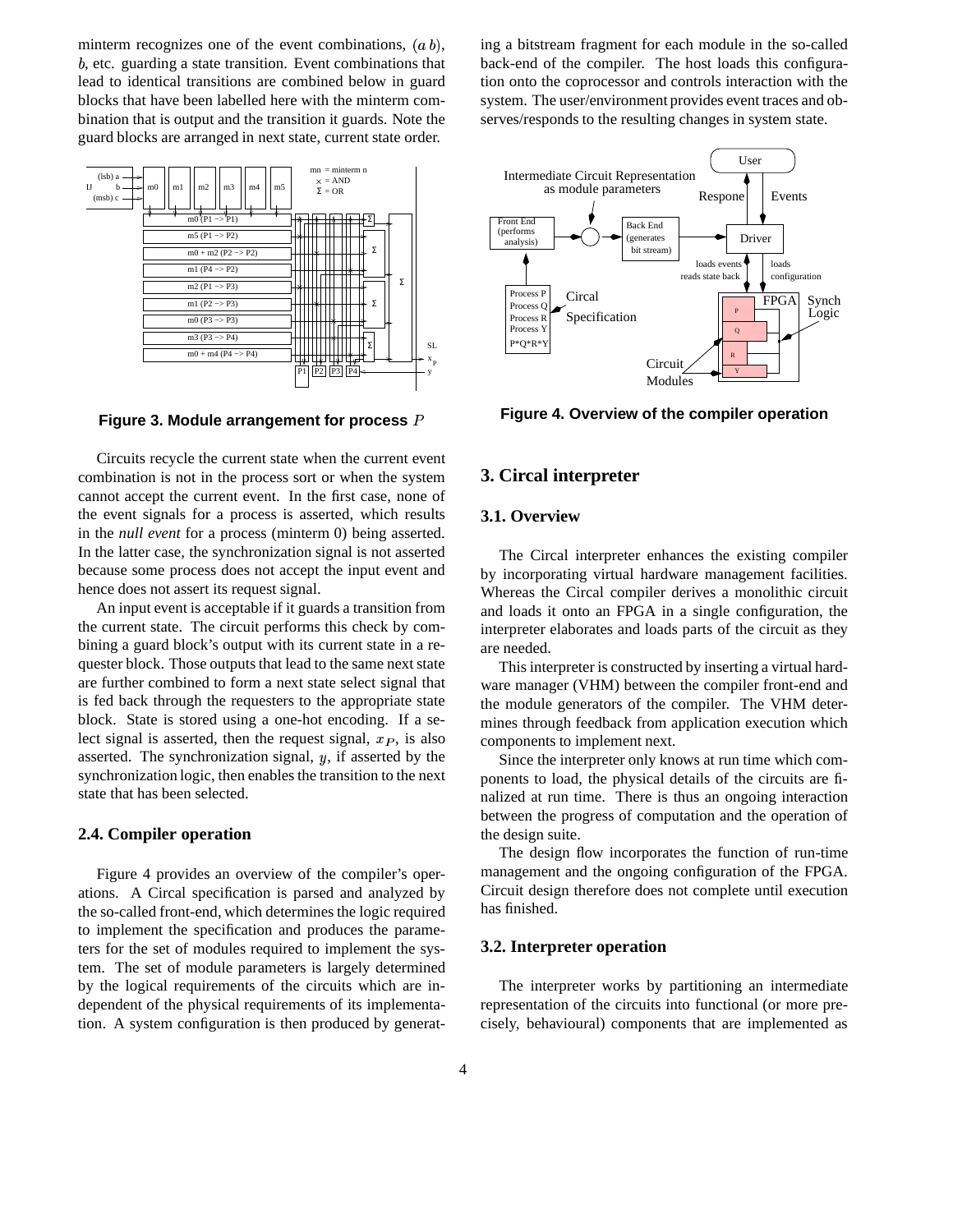minterm recognizes one of the event combinations, $(a\,b)$, $b$, etc. guarding a state transition. Event combinations that lead to identical transitions are combined below in guard blocks that have been labelled here with the minterm combination that is output and the transition it guards. Note the guard blocks are arranged in next state, current state order.

(lsb) a
IJ b
(msb) c
m0 m1 m2 m3 m4 m5
mn = minterm n
× = AND
Σ = OR
m0 (P1 −> P1)
m5 (P1 −> P2)
m0 + m2 (P2 −> P2)
m1 (P4 −> P2)
m2 (P1 −> P3)
m1 (P2 −> P3)
m0 (P3 −> P3)
m3 (P3 −> P4)
m0 + m4 (P4 −> P4)
SL
x P
y
P1 P2 P3 P4

**Figure 3. Module arrangement for process** $P$

Circuits recycle the current state when the current event combination is not in the process sort or when the system cannot accept the current event. In the first case, none of the event signals for a process is asserted, which results in the *null event* for a process (minterm 0) being asserted. In the latter case, the synchronization signal is not asserted because some process does not accept the input event and hence does not assert its request signal.

An input event is acceptable if it guards a transition from the current state. The circuit performs this check by combining a guard block's output with its current state in a requester block. Those outputs that lead to the same next state are further combined to form a next state select signal that is fed back through the requesters to the appropriate state block. State is stored using a one-hot encoding. If a select signal is asserted, then the request signal, $x_P$, is also asserted. The synchronization signal, $y$, if asserted by the synchronization logic, then enables the transition to the next state that has been selected.

### 2.4. Compiler operation

Figure 4 provides an overview of the compiler's operations. A Circal specification is parsed and analyzed by the so-called front-end, which determines the logic required to implement the specification and produces the parameters for the set of modules required to implement the system. The set of module parameters is largely determined by the logical requirements of the circuits which are independent of the physical requirements of its implementation. A system configuration is then produced by generating a bitstream fragment for each module in the so-called back-end of the compiler. The host loads this configuration onto the coprocessor and controls interaction with the system. The user/environment provides event traces and observes/responds to the resulting changes in system state.

User
Intermediate Circuit Representation as module parameters
Respone
Events
Front End (performs analysis)
Back End (generates bit stream)
Driver
loads events reads state back
loads configuration
Process P Process Q Process R Process Y P*Q*R*Y
Circal Specification
FPGA
Synch Logic
P Q R Y
Circuit Modules

**Figure 4. Overview of the compiler operation**

## 3. Circal interpreter

### 3.1. Overview

The Circal interpreter enhances the existing compiler by incorporating virtual hardware management facilities. Whereas the Circal compiler derives a monolithic circuit and loads it onto an FPGA in a single configuration, the interpreter elaborates and loads parts of the circuit as they are needed.

This interpreter is constructed by inserting a virtual hardware manager (VHM) between the compiler front-end and the module generators of the compiler. The VHM determines through feedback from application execution which components to implement next.

Since the interpreter only knows at run time which components to load, the physical details of the circuits are finalized at run time. There is thus an ongoing interaction between the progress of computation and the operation of the design suite.

The design flow incorporates the function of run-time management and the ongoing configuration of the FPGA. Circuit design therefore does not complete until execution has finished.

### 3.2. Interpreter operation

The interpreter works by partitioning an intermediate representation of the circuits into functional (or more precisely, behavioural) components that are implemented as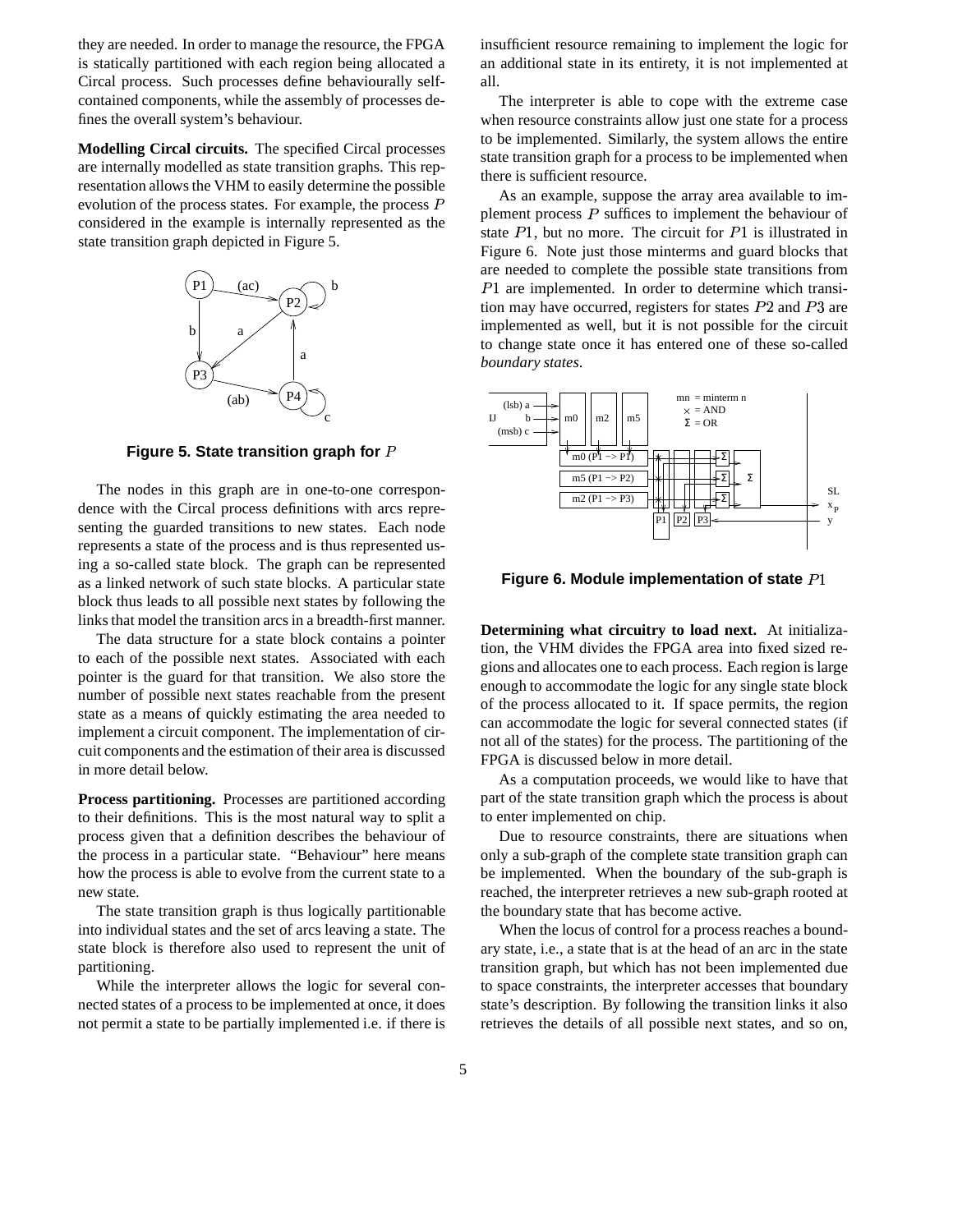they are needed. In order to manage the resource, the FPGA is statically partitioned with each region being allocated a Circal process. Such processes define behaviourally self-contained components, while the assembly of processes defines the overall system's behaviour.

**Modelling Circal circuits.** The specified Circal processes are internally modelled as state transition graphs. This representation allows the VHM to easily determine the possible evolution of the process states. For example, the process $P$ considered in the example is internally represented as the state transition graph depicted in Figure 5.

P1
(ac)
P2
b
b
a
a
P3
(ab)
P4
c

**Figure 5. State transition graph for $P$**

The nodes in this graph are in one-to-one correspondence with the Circal process definitions with arcs representing the guarded transitions to new states. Each node represents a state of the process and is thus represented using a so-called state block. The graph can be represented as a linked network of such state blocks. A particular state block thus leads to all possible next states by following the links that model the transition arcs in a breadth-first manner.

The data structure for a state block contains a pointer to each of the possible next states. Associated with each pointer is the guard for that transition. We also store the number of possible next states reachable from the present state as a means of quickly estimating the area needed to implement a circuit component. The implementation of circuit components and the estimation of their area is discussed in more detail below.

**Process partitioning.** Processes are partitioned according to their definitions. This is the most natural way to split a process given that a definition describes the behaviour of the process in a particular state. "Behaviour" here means how the process is able to evolve from the current state to a new state.

The state transition graph is thus logically partitionable into individual states and the set of arcs leaving a state. The state block is therefore also used to represent the unit of partitioning.

While the interpreter allows the logic for several connected states of a process to be implemented at once, it does not permit a state to be partially implemented i.e. if there is insufficient resource remaining to implement the logic for an additional state in its entirety, it is not implemented at all.

The interpreter is able to cope with the extreme case when resource constraints allow just one state for a process to be implemented. Similarly, the system allows the entire state transition graph for a process to be implemented when there is sufficient resource.

As an example, suppose the array area available to implement process $P$ suffices to implement the behaviour of state $P1$, but no more. The circuit for $P1$ is illustrated in Figure 6. Note just those minterms and guard blocks that are needed to complete the possible state transitions from $P1$ are implemented. In order to determine which transition may have occurred, registers for states $P2$ and $P3$ are implemented as well, but it is not possible for the circuit to change state once it has entered one of these so-called *boundary states*.

(lsb) a
IJ b
(msb) c
m0
m2
m5
mn = minterm n
× = AND
Σ = OR
m0 (P1 -> P1)
m5 (P1 -> P2)
m2 (P1 -> P3)
Σ
Σ
Σ
Σ
P1
P2
P3
SL
$x_P$
y

**Figure 6. Module implementation of state $P1$**

**Determining what circuitry to load next.** At initialization, the VHM divides the FPGA area into fixed sized regions and allocates one to each process. Each region is large enough to accommodate the logic for any single state block of the process allocated to it. If space permits, the region can accommodate the logic for several connected states (if not all of the states) for the process. The partitioning of the FPGA is discussed below in more detail.

As a computation proceeds, we would like to have that part of the state transition graph which the process is about to enter implemented on chip.

Due to resource constraints, there are situations when only a sub-graph of the complete state transition graph can be implemented. When the boundary of the sub-graph is reached, the interpreter retrieves a new sub-graph rooted at the boundary state that has become active.

When the locus of control for a process reaches a boundary state, i.e., a state that is at the head of an arc in the state transition graph, but which has not been implemented due to space constraints, the interpreter accesses that boundary state's description. By following the transition links it also retrieves the details of all possible next states, and so on,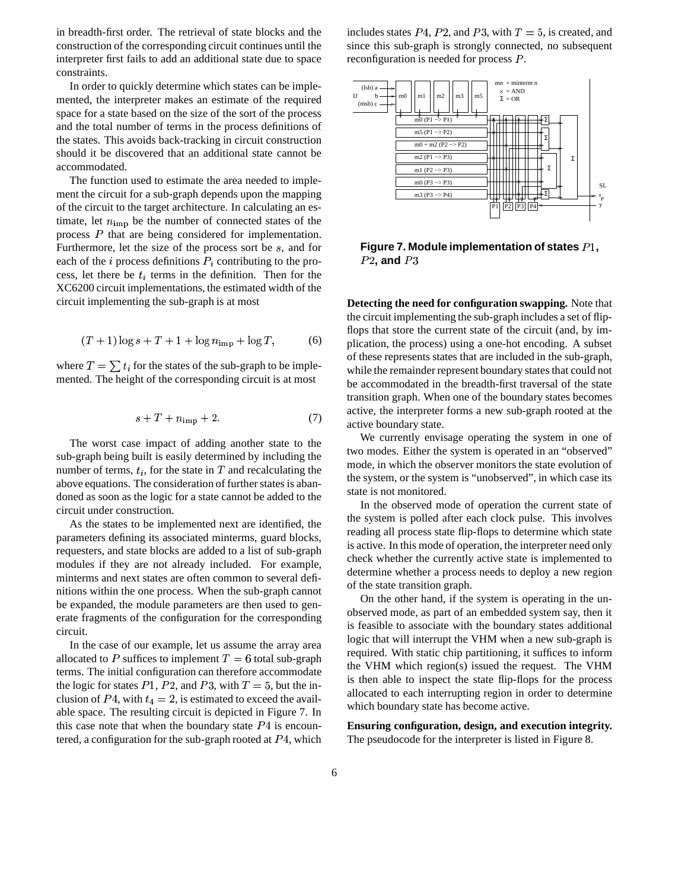in breadth-first order. The retrieval of state blocks and the construction of the corresponding circuit continues until the interpreter first fails to add an additional state due to space constraints.

In order to quickly determine which states can be implemented, the interpreter makes an estimate of the required space for a state based on the size of the sort of the process and the total number of terms in the process definitions of the states. This avoids back-tracking in circuit construction should it be discovered that an additional state cannot be accommodated.

The function used to estimate the area needed to implement the circuit for a sub-graph depends upon the mapping of the circuit to the target architecture. In calculating an estimate, let $n_{\rm imp}$ be the number of connected states of the process $P$ that are being considered for implementation. Furthermore, let the size of the process sort be $s$, and for each of the $i$ process definitions $P_i$ contributing to the process, let there be $t_i$ terms in the definition. Then for the XC6200 circuit implementations, the estimated width of the circuit implementing the sub-graph is at most

$$(T+1)\log s + T + 1 + \log n_{\rm imp} + \log T, \qquad (6)$$

where $T = \sum t_i$ for the states of the sub-graph to be implemented. The height of the corresponding circuit is at most

$$s + T + n_{\rm imp} + 2. \qquad (7)$$

The worst case impact of adding another state to the sub-graph being built is easily determined by including the number of terms, $t_i$, for the state in $T$ and recalculating the above equations. The consideration of further states is abandoned as soon as the logic for a state cannot be added to the circuit under construction.

As the states to be implemented next are identified, the parameters defining its associated minterms, guard blocks, requesters, and state blocks are added to a list of sub-graph modules if they are not already included. For example, minterms and next states are often common to several definitions within the one process. When the sub-graph cannot be expanded, the module parameters are then used to generate fragments of the configuration for the corresponding circuit.

In the case of our example, let us assume the array area allocated to $P$ suffices to implement $T = 6$ total sub-graph terms. The initial configuration can therefore accommodate the logic for states $P1$, $P2$, and $P3$, with $T = 5$, but the inclusion of $P4$, with $t_4 = 2$, is estimated to exceed the available space. The resulting circuit is depicted in Figure 7. In this case note that when the boundary state $P4$ is encountered, a configuration for the sub-graph rooted at $P4$, which includes states $P4$, $P2$, and $P3$, with $T = 5$, is created, and since this sub-graph is strongly connected, no subsequent reconfiguration is needed for process $P$.

(lsb) a
IJ b
(msb) c
m0
m1
m2
m3
m5
mn = minterm n
× = AND
Σ = OR
m0 (P1 –> P1)
m5 (P1 –> P2)
m0 + m2 (P2 –> P2)
m2 (P1 –> P3)
m1 (P2 –> P3)
m0 (P3 –> P3)
m3 (P3 –> P4)
Σ
Σ
Σ
Σ
Σ
SL
$r_P$
y
P1
P2
P3
P4

**Figure 7. Module implementation of states $P1$, $P2$, and $P3$**

**Detecting the need for configuration swapping.** Note that the circuit implementing the sub-graph includes a set of flip-flops that store the current state of the circuit (and, by implication, the process) using a one-hot encoding. A subset of these represents states that are included in the sub-graph, while the remainder represent boundary states that could not be accommodated in the breadth-first traversal of the state transition graph. When one of the boundary states becomes active, the interpreter forms a new sub-graph rooted at the active boundary state.

We currently envisage operating the system in one of two modes. Either the system is operated in an "observed" mode, in which the observer monitors the state evolution of the system, or the system is "unobserved", in which case its state is not monitored.

In the observed mode of operation the current state of the system is polled after each clock pulse. This involves reading all process state flip-flops to determine which state is active. In this mode of operation, the interpreter need only check whether the currently active state is implemented to determine whether a process needs to deploy a new region of the state transition graph.

On the other hand, if the system is operating in the unobserved mode, as part of an embedded system say, then it is feasible to associate with the boundary states additional logic that will interrupt the VHM when a new sub-graph is required. With static chip partitioning, it suffices to inform the VHM which region(s) issued the request. The VHM is then able to inspect the state flip-flops for the process allocated to each interrupting region in order to determine which boundary state has become active.

**Ensuring configuration, design, and execution integrity.** The pseudocode for the interpreter is listed in Figure 8.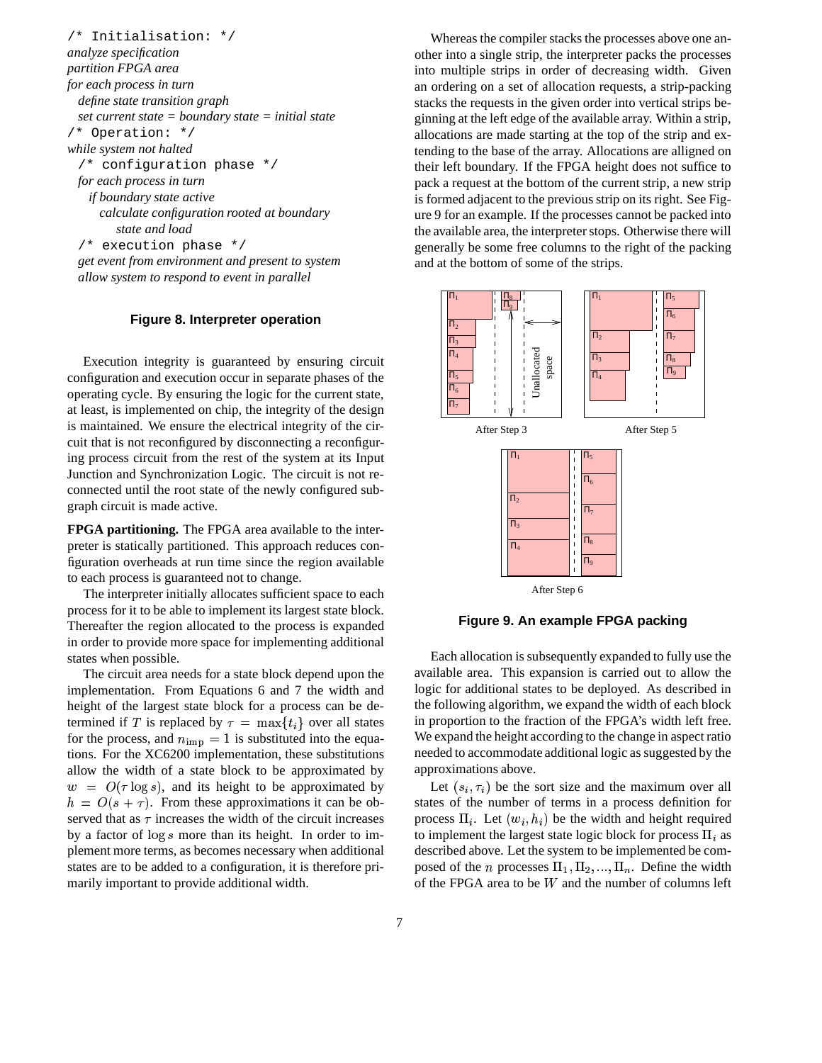```
/* Initialisation: */
analyze specification
partition FPGA area
for each process in turn
  define state transition graph
  set current state = boundary state = initial state
/* Operation: */
while system not halted
  /* configuration phase */
  for each process in turn
    if boundary state active
      calculate configuration rooted at boundary
          state and load
  /* execution phase */
  get event from environment and present to system
  allow system to respond to event in parallel
```

**Figure 8. Interpreter operation**

Execution integrity is guaranteed by ensuring circuit configuration and execution occur in separate phases of the operating cycle. By ensuring the logic for the current state, at least, is implemented on chip, the integrity of the design is maintained. We ensure the electrical integrity of the circuit that is not reconfigured by disconnecting a reconfiguring process circuit from the rest of the system at its Input Junction and Synchronization Logic. The circuit is not reconnected until the root state of the newly configured subgraph circuit is made active.

**FPGA partitioning.** The FPGA area available to the interpreter is statically partitioned. This approach reduces configuration overheads at run time since the region available to each process is guaranteed not to change.

The interpreter initially allocates sufficient space to each process for it to be able to implement its largest state block. Thereafter the region allocated to the process is expanded in order to provide more space for implementing additional states when possible.

The circuit area needs for a state block depend upon the implementation. From Equations 6 and 7 the width and height of the largest state block for a process can be determined if $T$ is replaced by $\tau = \max\{t_i\}$ over all states for the process, and $n_{\mathrm{imp}} = 1$ is substituted into the equations. For the XC6200 implementation, these substitutions allow the width of a state block to be approximated by $w = O(\tau \log s)$, and its height to be approximated by $h = O(s + \tau)$. From these approximations it can be observed that as $\tau$ increases the width of the circuit increases by a factor of $\log s$ more than its height. In order to implement more terms, as becomes necessary when additional states are to be added to a configuration, it is therefore primarily important to provide additional width.

Whereas the compiler stacks the processes above one another into a single strip, the interpreter packs the processes into multiple strips in order of decreasing width. Given an ordering on a set of allocation requests, a strip-packing stacks the requests in the given order into vertical strips beginning at the left edge of the available array. Within a strip, allocations are made starting at the top of the strip and extending to the base of the array. Allocations are alligned on their left boundary. If the FPGA height does not suffice to pack a request at the bottom of the current strip, a new strip is formed adjacent to the previous strip on its right. See Figure 9 for an example. If the processes cannot be packed into the available area, the interpreter stops. Otherwise there will generally be some free columns to the right of the packing and at the bottom of some of the strips.

$\Pi_1$ $\Pi_2$ $\Pi_3$ $\Pi_4$ $\Pi_5$ $\Pi_6$ $\Pi_7$ $\Pi_8$ $\Pi_9$

Unallocated space

After Step 3

After Step 5

After Step 6

**Figure 9. An example FPGA packing**

Each allocation is subsequently expanded to fully use the available area. This expansion is carried out to allow the logic for additional states to be deployed. As described in the following algorithm, we expand the width of each block in proportion to the fraction of the FPGA's width left free. We expand the height according to the change in aspect ratio needed to accommodate additional logic as suggested by the approximations above.

Let $(s_i, \tau_i)$ be the sort size and the maximum over all states of the number of terms in a process definition for process $\Pi_i$. Let $(w_i, h_i)$ be the width and height required to implement the largest state logic block for process $\Pi_i$ as described above. Let the system to be implemented be composed of the $n$ processes $\Pi_1, \Pi_2, ..., \Pi_n$. Define the width of the FPGA area to be $W$ and the number of columns left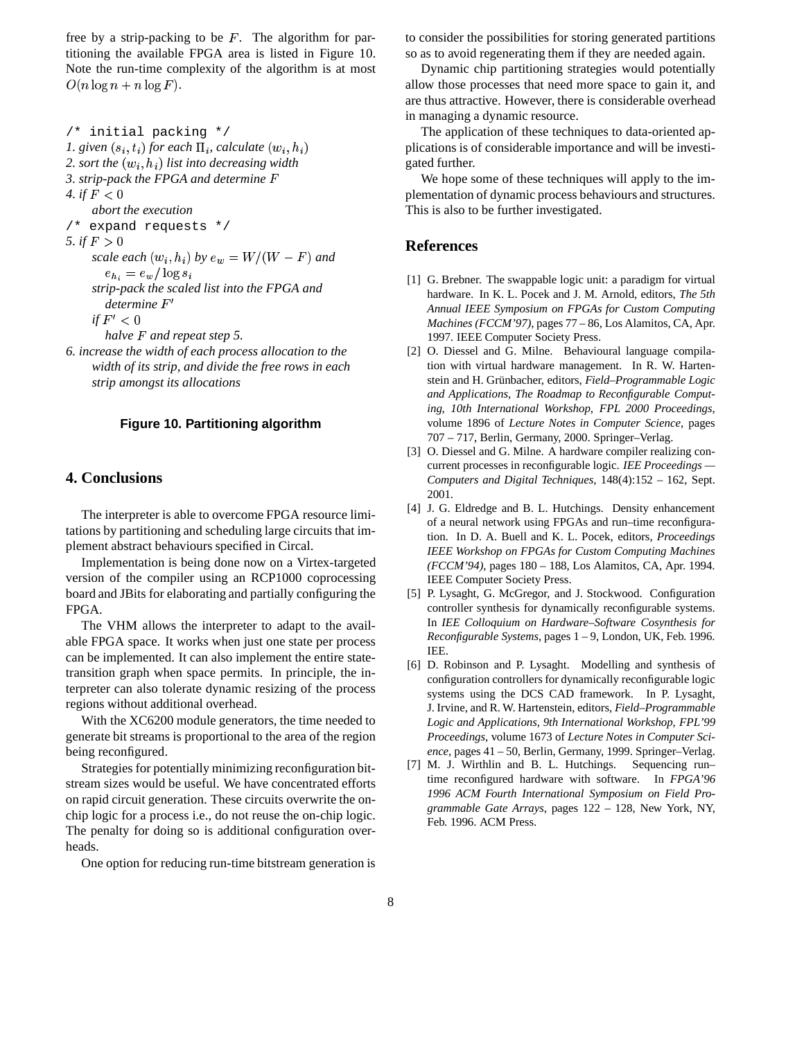free by a strip-packing to be $F$. The algorithm for partitioning the available FPGA area is listed in Figure 10. Note the run-time complexity of the algorithm is at most $O(n \log n + n \log F)$.

/* initial packing */

*1. given* $(s_i, t_i)$ *for each* $\Pi_i$*, calculate* $(w_i, h_i)$

*2. sort the* $(w_i, h_i)$ *list into decreasing width*

*3. strip-pack the FPGA and determine* $F$

*4. if* $F < 0$

*abort the execution*

/* expand requests */

*5. if* $F > 0$

*scale each* $(w_i, h_i)$ *by* $e_w = W/(W - F)$ *and* $e_{h_i} = e_w / \log s_i$

*strip-pack the scaled list into the FPGA and determine* $F'$

*if* $F' < 0$

*halve* $F$ *and repeat step 5.*

*6. increase the width of each process allocation to the width of its strip, and divide the free rows in each strip amongst its allocations*

**Figure 10. Partitioning algorithm**

## 4. Conclusions

The interpreter is able to overcome FPGA resource limitations by partitioning and scheduling large circuits that implement abstract behaviours specified in Circal.

Implementation is being done now on a Virtex-targeted version of the compiler using an RCP1000 coprocessing board and JBits for elaborating and partially configuring the FPGA.

The VHM allows the interpreter to adapt to the available FPGA space. It works when just one state per process can be implemented. It can also implement the entire state-transition graph when space permits. In principle, the interpreter can also tolerate dynamic resizing of the process regions without additional overhead.

With the XC6200 module generators, the time needed to generate bit streams is proportional to the area of the region being reconfigured.

Strategies for potentially minimizing reconfiguration bitstream sizes would be useful. We have concentrated efforts on rapid circuit generation. These circuits overwrite the on-chip logic for a process i.e., do not reuse the on-chip logic. The penalty for doing so is additional configuration overheads.

One option for reducing run-time bitstream generation is to consider the possibilities for storing generated partitions so as to avoid regenerating them if they are needed again.

Dynamic chip partitioning strategies would potentially allow those processes that need more space to gain it, and are thus attractive. However, there is considerable overhead in managing a dynamic resource.

The application of these techniques to data-oriented applications is of considerable importance and will be investigated further.

We hope some of these techniques will apply to the implementation of dynamic process behaviours and structures. This is also to be further investigated.

## References

[1] G. Brebner. The swappable logic unit: a paradigm for virtual hardware. In K. L. Pocek and J. M. Arnold, editors, *The 5th Annual IEEE Symposium on FPGAs for Custom Computing Machines (FCCM'97)*, pages 77 – 86, Los Alamitos, CA, Apr. 1997. IEEE Computer Society Press.

[2] O. Diessel and G. Milne. Behavioural language compilation with virtual hardware management. In R. W. Hartenstein and H. Grünbacher, editors, *Field–Programmable Logic and Applications, The Roadmap to Reconfigurable Computing, 10th International Workshop, FPL 2000 Proceedings*, volume 1896 of *Lecture Notes in Computer Science*, pages 707 – 717, Berlin, Germany, 2000. Springer–Verlag.

[3] O. Diessel and G. Milne. A hardware compiler realizing concurrent processes in reconfigurable logic. *IEE Proceedings — Computers and Digital Techniques*, 148(4):152 – 162, Sept. 2001.

[4] J. G. Eldredge and B. L. Hutchings. Density enhancement of a neural network using FPGAs and run–time reconfiguration. In D. A. Buell and K. L. Pocek, editors, *Proceedings IEEE Workshop on FPGAs for Custom Computing Machines (FCCM'94)*, pages 180 – 188, Los Alamitos, CA, Apr. 1994. IEEE Computer Society Press.

[5] P. Lysaght, G. McGregor, and J. Stockwood. Configuration controller synthesis for dynamically reconfigurable systems. In *IEE Colloquium on Hardware–Software Cosynthesis for Reconfigurable Systems*, pages 1 – 9, London, UK, Feb. 1996. IEE.

[6] D. Robinson and P. Lysaght. Modelling and synthesis of configuration controllers for dynamically reconfigurable logic systems using the DCS CAD framework. In P. Lysaght, J. Irvine, and R. W. Hartenstein, editors, *Field–Programmable Logic and Applications, 9th International Workshop, FPL'99 Proceedings*, volume 1673 of *Lecture Notes in Computer Science*, pages 41 – 50, Berlin, Germany, 1999. Springer–Verlag.

[7] M. J. Wirthlin and B. L. Hutchings. Sequencing run–time reconfigured hardware with software. In *FPGA'96 1996 ACM Fourth International Symposium on Field Programmable Gate Arrays*, pages 122 – 128, New York, NY, Feb. 1996. ACM Press.